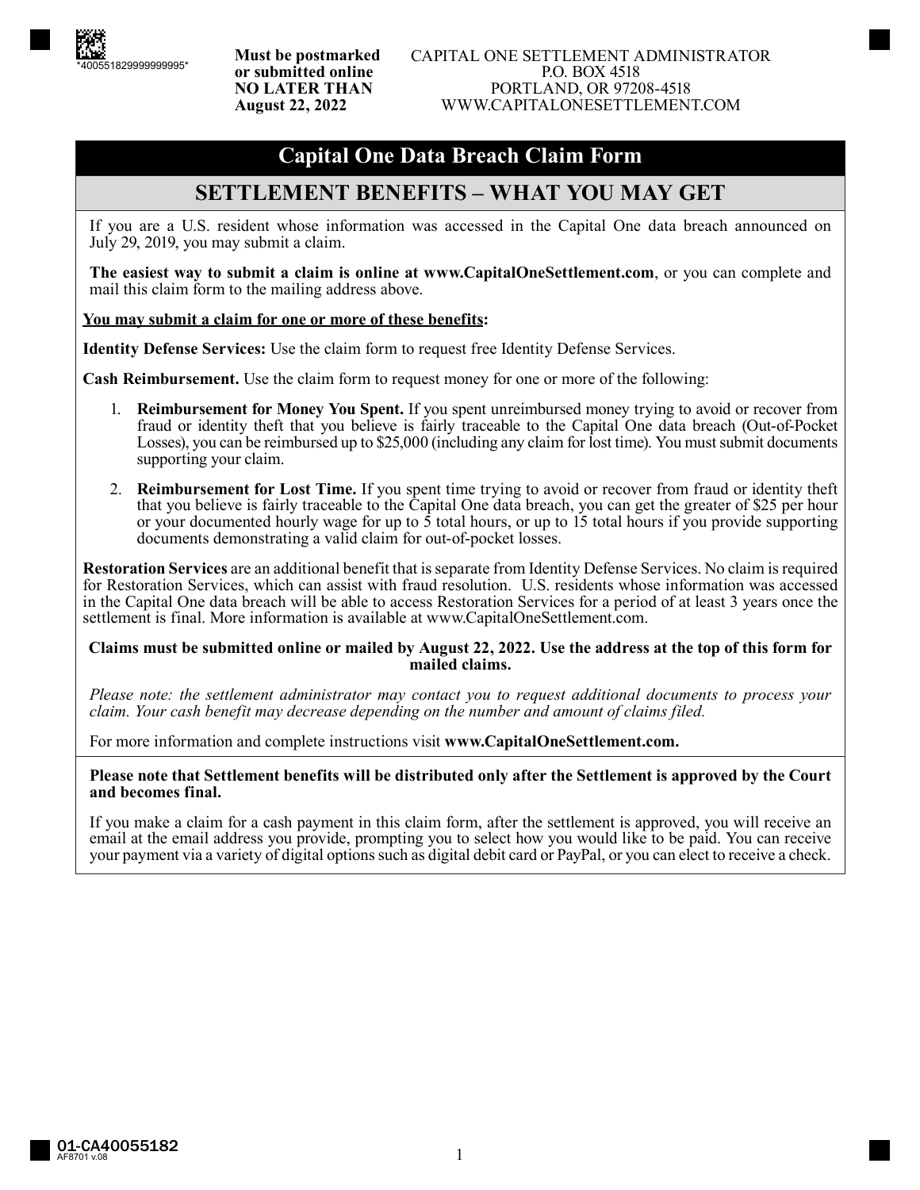**Must be postmarked or submitted online NO LATER THAN August 22, 2022**

CAPITAL ONE SETTLEMENT ADMINISTRATOR
P.O. BOX 4518
PORTLAND, OR 97208-4518
WWW.CAPITALONESETTLEMENT.COM

# Capital One Data Breach Claim Form

## SETTLEMENT BENEFITS – WHAT YOU MAY GET

If you are a U.S. resident whose information was accessed in the Capital One data breach announced on July 29, 2019, you may submit a claim.

**The easiest way to submit a claim is online at www.CapitalOneSettlement.com**, or you can complete and mail this claim form to the mailing address above.

**You may submit a claim for one or more of these benefits:**

**Identity Defense Services:** Use the claim form to request free Identity Defense Services.

**Cash Reimbursement.** Use the claim form to request money for one or more of the following:

1. **Reimbursement for Money You Spent.** If you spent unreimbursed money trying to avoid or recover from fraud or identity theft that you believe is fairly traceable to the Capital One data breach (Out-of-Pocket Losses), you can be reimbursed up to $25,000 (including any claim for lost time). You must submit documents supporting your claim.
2. **Reimbursement for Lost Time.** If you spent time trying to avoid or recover from fraud or identity theft that you believe is fairly traceable to the Capital One data breach, you can get the greater of $25 per hour or your documented hourly wage for up to 5 total hours, or up to 15 total hours if you provide supporting documents demonstrating a valid claim for out-of-pocket losses.

**Restoration Services** are an additional benefit that is separate from Identity Defense Services. No claim is required for Restoration Services, which can assist with fraud resolution. U.S. residents whose information was accessed in the Capital One data breach will be able to access Restoration Services for a period of at least 3 years once the settlement is final. More information is available at www.CapitalOneSettlement.com.

**Claims must be submitted online or mailed by August 22, 2022. Use the address at the top of this form for mailed claims.**

*Please note: the settlement administrator may contact you to request additional documents to process your claim. Your cash benefit may decrease depending on the number and amount of claims filed.*

For more information and complete instructions visit **www.CapitalOneSettlement.com.**

**Please note that Settlement benefits will be distributed only after the Settlement is approved by the Court and becomes final.**

If you make a claim for a cash payment in this claim form, after the settlement is approved, you will receive an email at the email address you provide, prompting you to select how you would like to be paid. You can receive your payment via a variety of digital options such as digital debit card or PayPal, or you can elect to receive a check.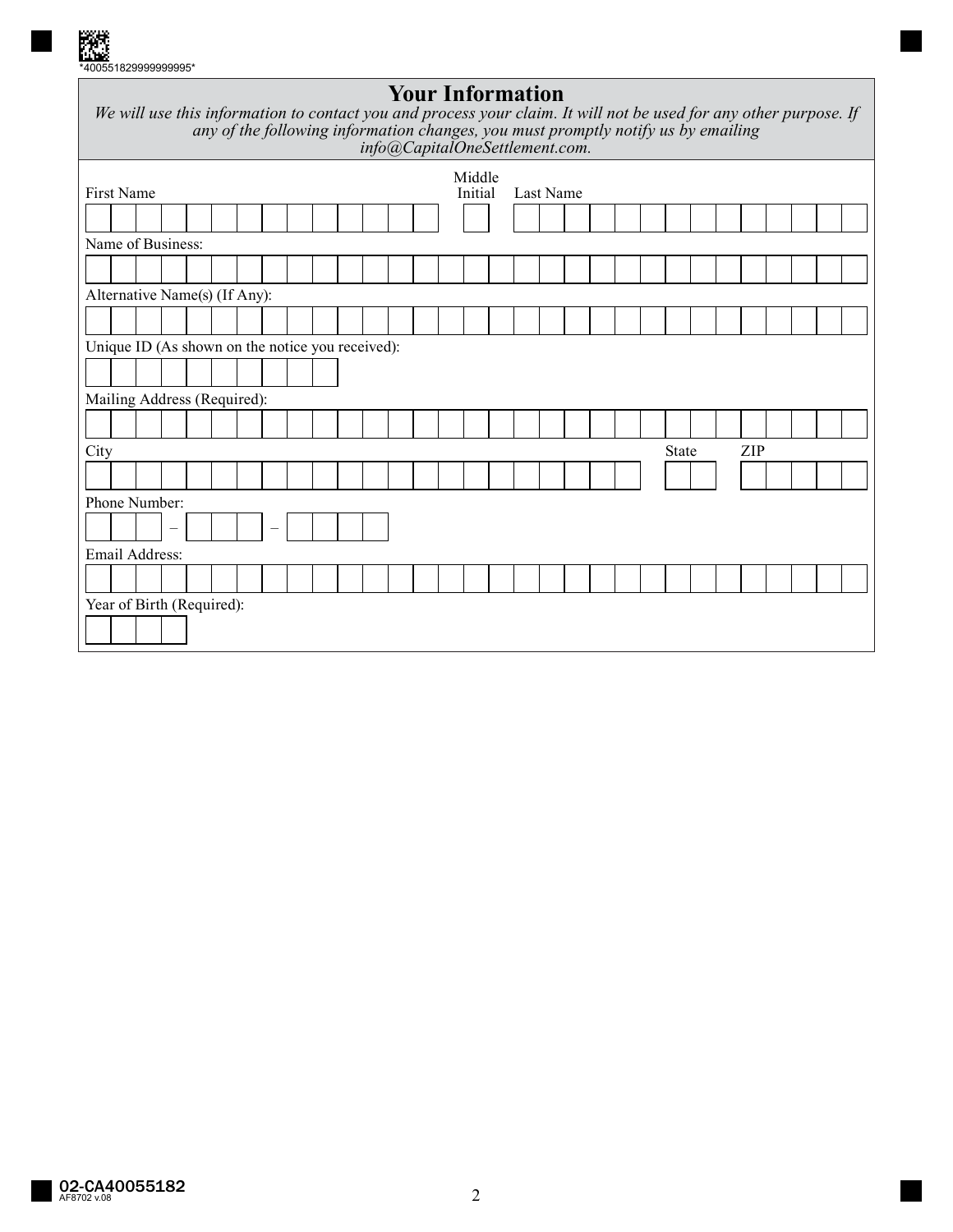## Your Information

*We will use this information to contact you and process your claim. It will not be used for any other purpose. If any of the following information changes, you must promptly notify us by emailing info@CapitalOneSettlement.com.*

First Name | Middle Initial | Last Name

Name of Business:

Alternative Name(s) (If Any):

Unique ID (As shown on the notice you received):

Mailing Address (Required):

City | State | ZIP

Phone Number:

Email Address:

Year of Birth (Required):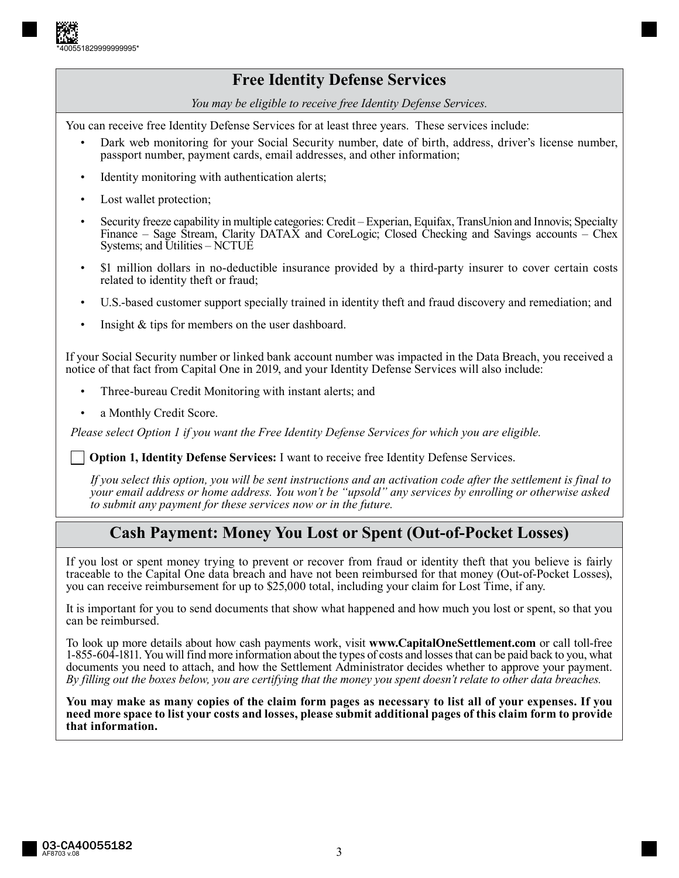## Free Identity Defense Services

*You may be eligible to receive free Identity Defense Services.*

You can receive free Identity Defense Services for at least three years. These services include:

- Dark web monitoring for your Social Security number, date of birth, address, driver's license number, passport number, payment cards, email addresses, and other information;
- Identity monitoring with authentication alerts;
- Lost wallet protection;
- Security freeze capability in multiple categories: Credit – Experian, Equifax, TransUnion and Innovis; Specialty Finance – Sage Stream, Clarity DATAX and CoreLogic; Closed Checking and Savings accounts – Chex Systems; and Utilities – NCTUE
- $1 million dollars in no-deductible insurance provided by a third-party insurer to cover certain costs related to identity theft or fraud;
- U.S.-based customer support specially trained in identity theft and fraud discovery and remediation; and
- Insight & tips for members on the user dashboard.

If your Social Security number or linked bank account number was impacted in the Data Breach, you received a notice of that fact from Capital One in 2019, and your Identity Defense Services will also include:

- Three-bureau Credit Monitoring with instant alerts; and
- a Monthly Credit Score.

*Please select Option 1 if you want the Free Identity Defense Services for which you are eligible.*

☐ **Option 1, Identity Defense Services:** I want to receive free Identity Defense Services.

*If you select this option, you will be sent instructions and an activation code after the settlement is final to your email address or home address. You won't be "upsold" any services by enrolling or otherwise asked to submit any payment for these services now or in the future.*

## Cash Payment: Money You Lost or Spent (Out-of-Pocket Losses)

If you lost or spent money trying to prevent or recover from fraud or identity theft that you believe is fairly traceable to the Capital One data breach and have not been reimbursed for that money (Out-of-Pocket Losses), you can receive reimbursement for up to $25,000 total, including your claim for Lost Time, if any.

It is important for you to send documents that show what happened and how much you lost or spent, so that you can be reimbursed.

To look up more details about how cash payments work, visit **www.CapitalOneSettlement.com** or call toll-free 1-855-604-1811. You will find more information about the types of costs and losses that can be paid back to you, what documents you need to attach, and how the Settlement Administrator decides whether to approve your payment. *By filling out the boxes below, you are certifying that the money you spent doesn't relate to other data breaches.*

**You may make as many copies of the claim form pages as necessary to list all of your expenses. If you need more space to list your costs and losses, please submit additional pages of this claim form to provide that information.**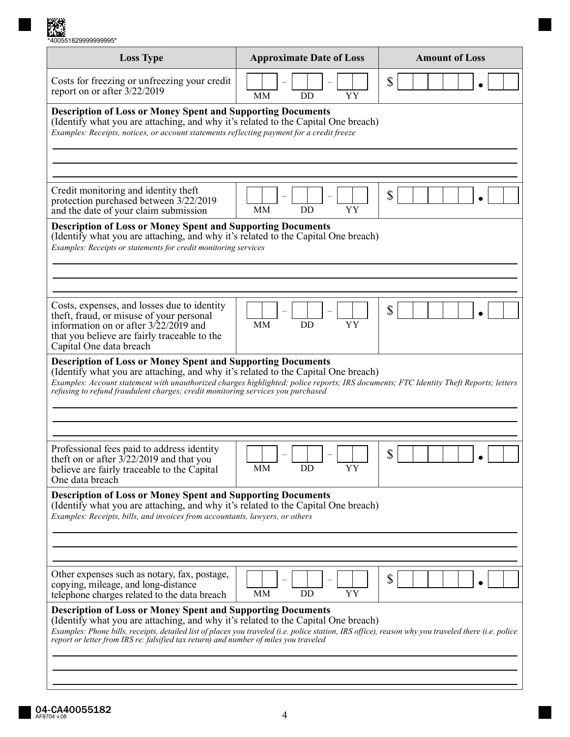\*400551829999999995\*

| Loss Type | Approximate Date of Loss | Amount of Loss |
|---|---|---|
| Costs for freezing or unfreezing your credit report on or after 3/22/2019 | MM – DD – YY | $ . |

**Description of Loss or Money Spent and Supporting Documents**
(Identify what you are attaching, and why it's related to the Capital One breach)
*Examples: Receipts, notices, or account statements reflecting payment for a credit freeze*

| Loss Type | Approximate Date of Loss | Amount of Loss |
|---|---|---|
| Credit monitoring and identity theft protection purchased between 3/22/2019 and the date of your claim submission | MM – DD – YY | $ . |

**Description of Loss or Money Spent and Supporting Documents**
(Identify what you are attaching, and why it's related to the Capital One breach)
*Examples: Receipts or statements for credit monitoring services*

| Loss Type | Approximate Date of Loss | Amount of Loss |
|---|---|---|
| Costs, expenses, and losses due to identity theft, fraud, or misuse of your personal information on or after 3/22/2019 and that you believe are fairly traceable to the Capital One data breach | MM – DD – YY | $ . |

**Description of Loss or Money Spent and Supporting Documents**
(Identify what you are attaching, and why it's related to the Capital One breach)
*Examples: Account statement with unauthorized charges highlighted; police reports; IRS documents; FTC Identity Theft Reports; letters refusing to refund fraudulent charges; credit monitoring services you purchased*

| Loss Type | Approximate Date of Loss | Amount of Loss |
|---|---|---|
| Professional fees paid to address identity theft on or after 3/22/2019 and that you believe are fairly traceable to the Capital One data breach | MM – DD – YY | $ . |

**Description of Loss or Money Spent and Supporting Documents**
(Identify what you are attaching, and why it's related to the Capital One breach)
*Examples: Receipts, bills, and invoices from accountants, lawyers, or others*

| Loss Type | Approximate Date of Loss | Amount of Loss |
|---|---|---|
| Other expenses such as notary, fax, postage, copying, mileage, and long-distance telephone charges related to the data breach | MM – DD – YY | $ . |

**Description of Loss or Money Spent and Supporting Documents**
(Identify what you are attaching, and why it's related to the Capital One breach)
*Examples: Phone bills, receipts, detailed list of places you traveled (i.e. police station, IRS office), reason why you traveled there (i.e. police report or letter from IRS re: falsified tax return) and number of miles you traveled*

04-CA40055182
AF8704 v.08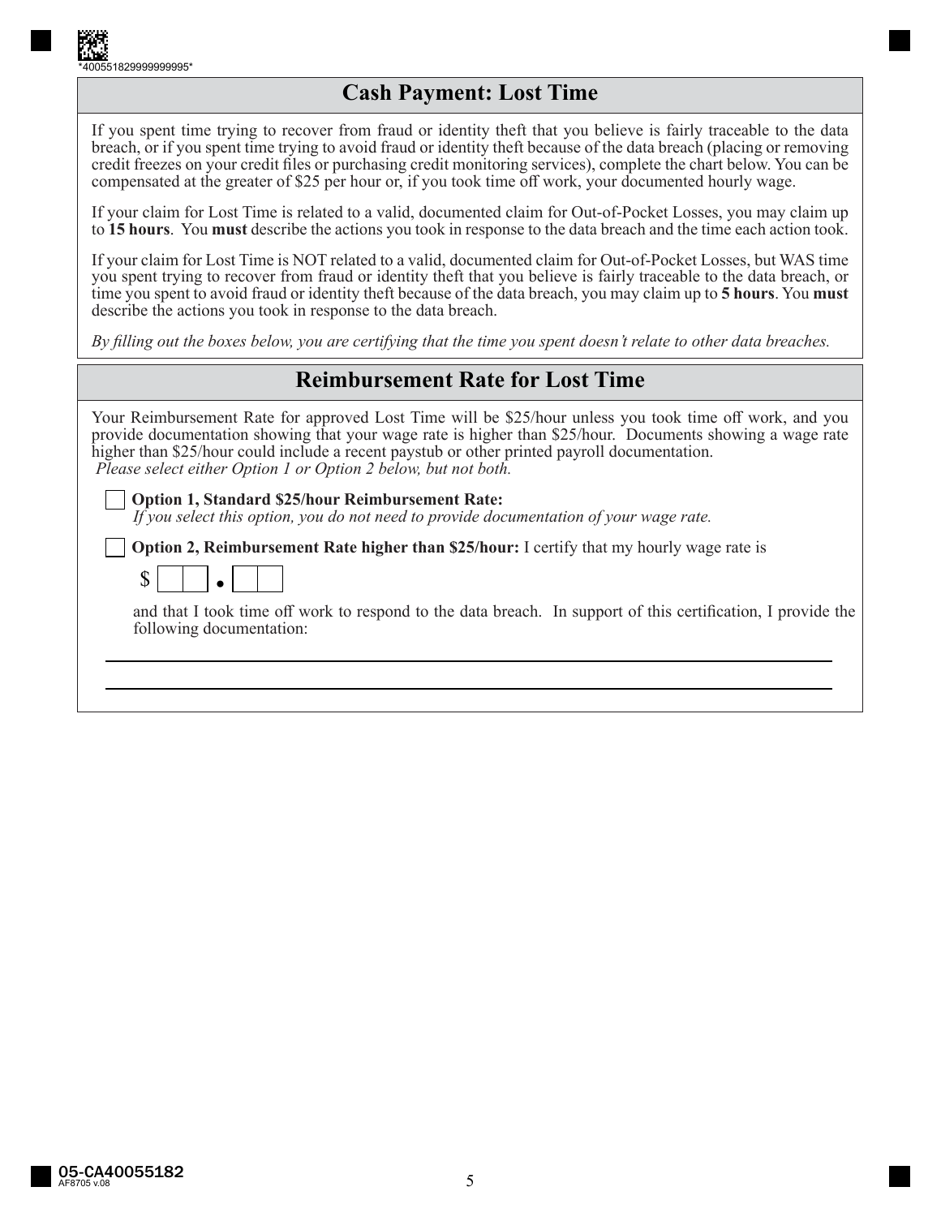## Cash Payment: Lost Time

If you spent time trying to recover from fraud or identity theft that you believe is fairly traceable to the data breach, or if you spent time trying to avoid fraud or identity theft because of the data breach (placing or removing credit freezes on your credit files or purchasing credit monitoring services), complete the chart below. You can be compensated at the greater of $25 per hour or, if you took time off work, your documented hourly wage.

If your claim for Lost Time is related to a valid, documented claim for Out-of-Pocket Losses, you may claim up to **15 hours**. You **must** describe the actions you took in response to the data breach and the time each action took.

If your claim for Lost Time is NOT related to a valid, documented claim for Out-of-Pocket Losses, but WAS time you spent trying to recover from fraud or identity theft that you believe is fairly traceable to the data breach, or time you spent to avoid fraud or identity theft because of the data breach, you may claim up to **5 hours**. You **must** describe the actions you took in response to the data breach.

*By filling out the boxes below, you are certifying that the time you spent doesn't relate to other data breaches.*

## Reimbursement Rate for Lost Time

Your Reimbursement Rate for approved Lost Time will be $25/hour unless you took time off work, and you provide documentation showing that your wage rate is higher than $25/hour. Documents showing a wage rate higher than $25/hour could include a recent paystub or other printed payroll documentation.
*Please select either Option 1 or Option 2 below, but not both.*

☐ **Option 1, Standard $25/hour Reimbursement Rate:**
*If you select this option, you do not need to provide documentation of your wage rate.*

☐ **Option 2, Reimbursement Rate higher than $25/hour:** I certify that my hourly wage rate is

$ ☐☐ . ☐☐

and that I took time off work to respond to the data breach. In support of this certification, I provide the following documentation:

\_\_\_\_\_\_\_\_\_\_\_\_\_\_\_\_\_\_\_\_\_\_\_\_\_\_\_\_\_\_\_\_\_\_\_\_\_\_\_\_\_\_\_\_\_\_\_\_\_\_\_\_\_\_\_\_\_\_\_\_

\_\_\_\_\_\_\_\_\_\_\_\_\_\_\_\_\_\_\_\_\_\_\_\_\_\_\_\_\_\_\_\_\_\_\_\_\_\_\_\_\_\_\_\_\_\_\_\_\_\_\_\_\_\_\_\_\_\_\_\_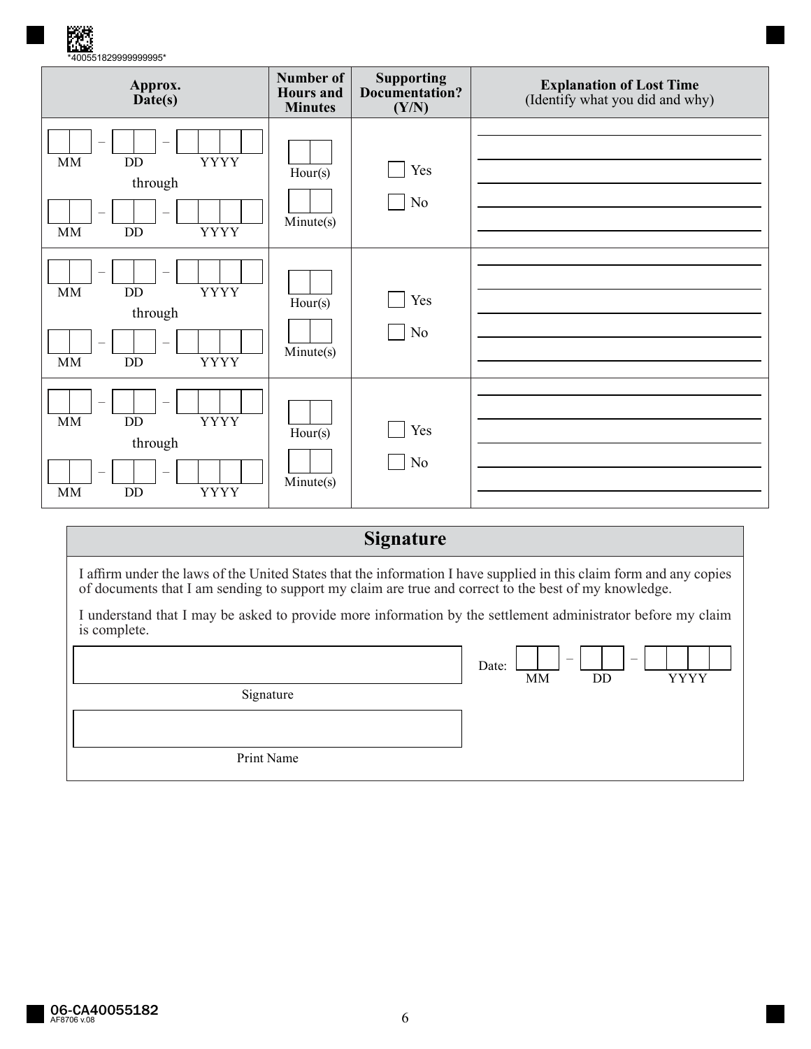*400551829999999995*

| Approx. Date(s) | Number of Hours and Minutes | Supporting Documentation? (Y/N) | Explanation of Lost Time (Identify what you did and why) |
|---|---|---|---|
| MM – DD – YYYY through MM – DD – YYYY | Hour(s) Minute(s) | ☐ Yes ☐ No | |
| MM – DD – YYYY through MM – DD – YYYY | Hour(s) Minute(s) | ☐ Yes ☐ No | |
| MM – DD – YYYY through MM – DD – YYYY | Hour(s) Minute(s) | ☐ Yes ☐ No | |

## Signature

I affirm under the laws of the United States that the information I have supplied in this claim form and any copies of documents that I am sending to support my claim are true and correct to the best of my knowledge.

I understand that I may be asked to provide more information by the settlement administrator before my claim is complete.

Signature: ____________________ Date: MM – DD – YYYY

Print Name: ____________________

06-CA40055182
AF8706 v.08